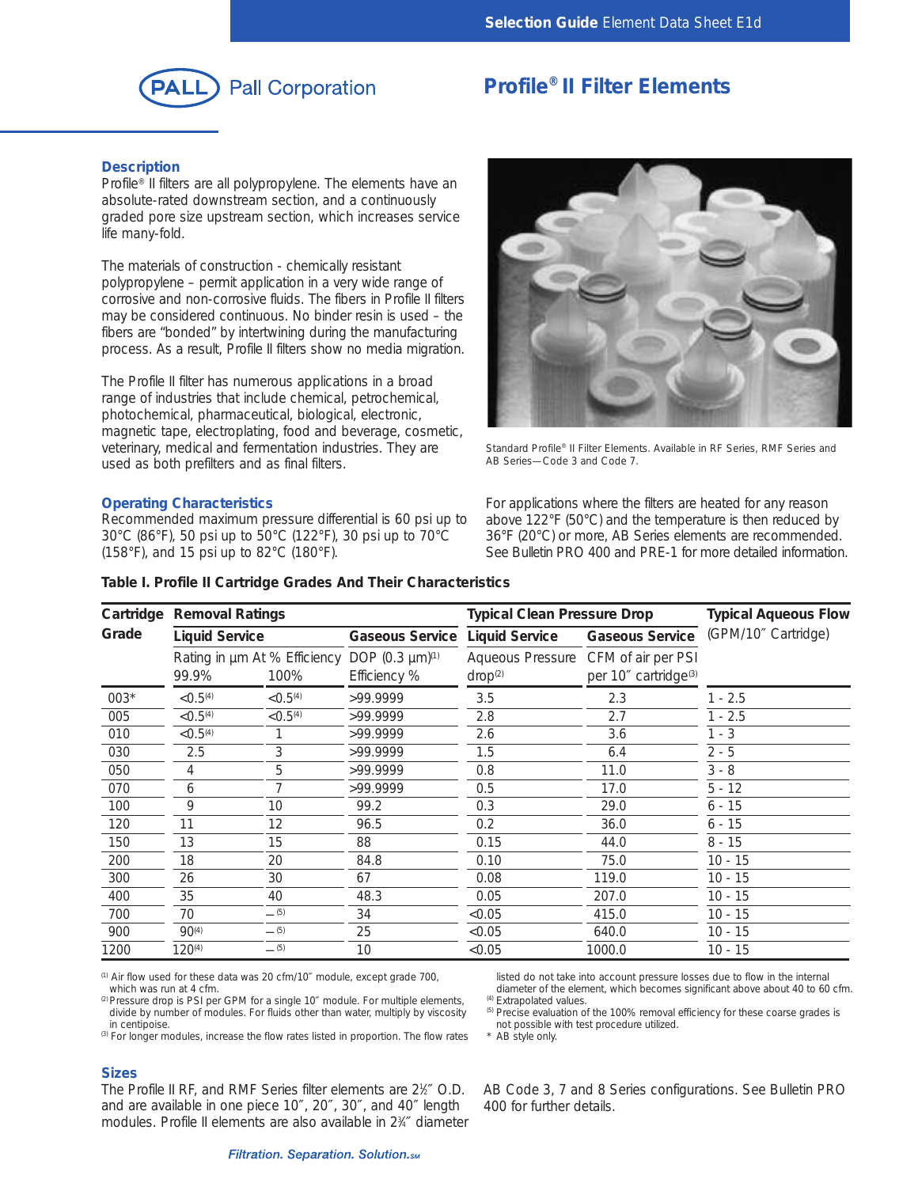**Selection Guide** Element Data Sheet E1d

Pall Corporation

# Profile® II Filter Elements

## Description

Profile® II filters are all polypropylene. The elements have an absolute-rated downstream section, and a continuously graded pore size upstream section, which increases service life many-fold.

The materials of construction - chemically resistant polypropylene – permit application in a very wide range of corrosive and non-corrosive fluids. The fibers in Profile II filters may be considered continuous. No binder resin is used – the fibers are "bonded" by intertwining during the manufacturing process. As a result, Profile II filters show no media migration.

The Profile II filter has numerous applications in a broad range of industries that include chemical, petrochemical, photochemical, pharmaceutical, biological, electronic, magnetic tape, electroplating, food and beverage, cosmetic, veterinary, medical and fermentation industries. They are used as both prefilters and as final filters.

Standard Profile® II Filter Elements. Available in RF Series, RMF Series and AB Series—Code 3 and Code 7.

## Operating Characteristics

Recommended maximum pressure differential is 60 psi up to 30°C (86°F), 50 psi up to 50°C (122°F), 30 psi up to 70°C (158°F), and 15 psi up to 82°C (180°F).

For applications where the filters are heated for any reason above 122°F (50°C) and the temperature is then reduced by 36°F (20°C) or more, AB Series elements are recommended. See Bulletin PRO 400 and PRE-1 for more detailed information.

**Table I. Profile II Cartridge Grades And Their Characteristics**

| Cartridge Grade | Removal Ratings | | | Typical Clean Pressure Drop | | Typical Aqueous Flow |
|---|---|---|---|---|---|---|
| | Liquid Service | | Gaseous Service | Liquid Service | Gaseous Service | (GPM/10″ Cartridge) |
| | Rating in µm At % Efficiency 99.9% | 100% | DOP (0.3 µm)[1] Efficiency % | Aqueous Pressure drop[2] | CFM of air per PSI per 10″ cartridge[3] | |
| 003* | <0.5[4] | <0.5[4] | >99.9999 | 3.5 | 2.3 | 1 - 2.5 |
| 005 | <0.5[4] | <0.5[4] | >99.9999 | 2.8 | 2.7 | 1 - 2.5 |
| 010 | <0.5[4] | 1 | >99.9999 | 2.6 | 3.6 | 1 - 3 |
| 030 | 2.5 | 3 | >99.9999 | 1.5 | 6.4 | 2 - 5 |
| 050 | 4 | 5 | >99.9999 | 0.8 | 11.0 | 3 - 8 |
| 070 | 6 | 7 | >99.9999 | 0.5 | 17.0 | 5 - 12 |
| 100 | 9 | 10 | 99.2 | 0.3 | 29.0 | 6 - 15 |
| 120 | 11 | 12 | 96.5 | 0.2 | 36.0 | 6 - 15 |
| 150 | 13 | 15 | 88 | 0.15 | 44.0 | 8 - 15 |
| 200 | 18 | 20 | 84.8 | 0.10 | 75.0 | 10 - 15 |
| 300 | 26 | 30 | 67 | 0.08 | 119.0 | 10 - 15 |
| 400 | 35 | 40 | 48.3 | 0.05 | 207.0 | 10 - 15 |
| 700 | 70 | –[5] | 34 | <0.05 | 415.0 | 10 - 15 |
| 900 | 90[4] | –[5] | 25 | <0.05 | 640.0 | 10 - 15 |
| 1200 | 120[4] | –[5] | 10 | <0.05 | 1000.0 | 10 - 15 |

[1] Air flow used for these data was 20 cfm/10″ module, except grade 700, which was run at 4 cfm.
[2] Pressure drop is PSI per GPM for a single 10″ module. For multiple elements, divide by number of modules. For fluids other than water, multiply by viscosity in centipoise.
[3] For longer modules, increase the flow rates listed in proportion. The flow rates listed do not take into account pressure losses due to flow in the internal diameter of the element, which becomes significant above about 40 to 60 cfm.
[4] Extrapolated values.
[5] Precise evaluation of the 100% removal efficiency for these coarse grades is not possible with test procedure utilized.
\* AB style only.

## Sizes

The Profile II RF, and RMF Series filter elements are 2½″ O.D. and are available in one piece 10″, 20″, 30″, and 40″ length modules. Profile II elements are also available in 2¾″ diameter AB Code 3, 7 and 8 Series configurations. See Bulletin PRO 400 for further details.

*Filtration. Separation. Solution.*SM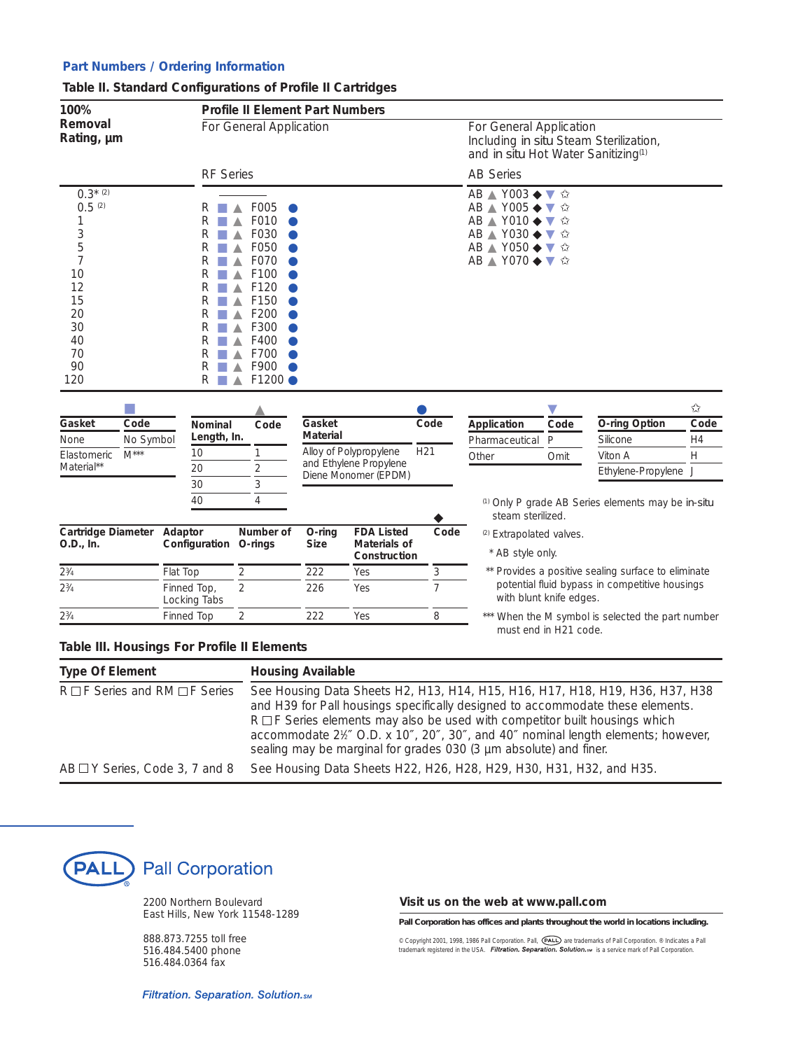## Part Numbers / Ordering Information

### Table II. Standard Configurations of Profile II Cartridges

| 100% Removal Rating, µm | Profile II Element Part Numbers — For General Application: RF Series | For General Application Including in situ Steam Sterilization, and in situ Hot Water Sanitizing(1): AB Series |
|---|---|---|
| 0.3* (2) | ———— | AB ▲ Y003 ◆ ▼ ☆ |
| 0.5 (2) | R ■ ▲ F005 ● | AB ▲ Y005 ◆ ▼ ☆ |
| 1 | R ■ ▲ F010 ● | AB ▲ Y010 ◆ ▼ ☆ |
| 3 | R ■ ▲ F030 ● | AB ▲ Y030 ◆ ▼ ☆ |
| 5 | R ■ ▲ F050 ● | AB ▲ Y050 ◆ ▼ ☆ |
| 7 | R ■ ▲ F070 ● | AB ▲ Y070 ◆ ▼ ☆ |
| 10 | R ■ ▲ F100 ● | |
| 12 | R ■ ▲ F120 ● | |
| 15 | R ■ ▲ F150 ● | |
| 20 | R ■ ▲ F200 ● | |
| 30 | R ■ ▲ F300 ● | |
| 40 | R ■ ▲ F400 ● | |
| 70 | R ■ ▲ F700 ● | |
| 90 | R ■ ▲ F900 ● | |
| 120 | R ■ ▲ F1200 ● | |

■

| Gasket | Code |
|---|---|
| None | No Symbol |
| Elastomeric Material** | M*** |

▲

| Nominal Length, In. | Code |
|---|---|
| 10 | 1 |
| 20 | 2 |
| 30 | 3 |
| 40 | 4 |

●

| Gasket Material | Code |
|---|---|
| Alloy of Polypropylene and Ethylene Propylene Diene Monomer (EPDM) | H21 |

▼

| Application | Code |
|---|---|
| Pharmaceutical | P |
| Other | Omit |

☆

| O-ring Option | Code |
|---|---|
| Silicone | H4 |
| Viton A | H |
| Ethylene-Propylene | J |

◆

| Cartridge Diameter O.D., In. | Adaptor Configuration | Number of O-rings | O-ring Size | FDA Listed Materials of Construction | Code |
|---|---|---|---|---|---|
| 2¾ | Flat Top | 2 | 222 | Yes | 3 |
| 2¾ | Finned Top, Locking Tabs | 2 | 226 | Yes | 7 |
| 2¾ | Finned Top | 2 | 222 | Yes | 8 |

(1) Only P grade AB Series elements may be in-situ steam sterilized.

(2) Extrapolated valves.

\* AB style only.

** Provides a positive sealing surface to eliminate potential fluid bypass in competitive housings with blunt knife edges.

*** When the M symbol is selected the part number must end in H21 code.

### Table III. Housings For Profile II Elements

| Type Of Element | Housing Available |
|---|---|
| R □F Series and RM □F Series | See Housing Data Sheets H2, H13, H14, H15, H16, H17, H18, H19, H36, H37, H38 and H39 for Pall housings specifically designed to accommodate these elements. R □F Series elements may also be used with competitor built housings which accommodate 2½″ O.D. x 10″, 20″, 30″, and 40″ nominal length elements; however, sealing may be marginal for grades 030 (3 µm absolute) and finer. |
| AB □Y Series, Code 3, 7 and 8 | See Housing Data Sheets H22, H26, H28, H29, H30, H31, H32, and H35. |

**Pall Corporation**

2200 Northern Boulevard
East Hills, New York 11548-1289

888.873.7255 toll free
516.484.5400 phone
516.484.0364 fax

**Visit us on the web at www.pall.com**

**Pall Corporation has offices and plants throughout the world in locations including.**

© Copyright 2001, 1998, 1986 Pall Corporation. Pall, PALL are trademarks of Pall Corporation. ® Indicates a Pall trademark registered in the USA. *Filtration. Separation. Solution.SM* is a service mark of Pall Corporation.

*Filtration. Separation. Solution.SM*